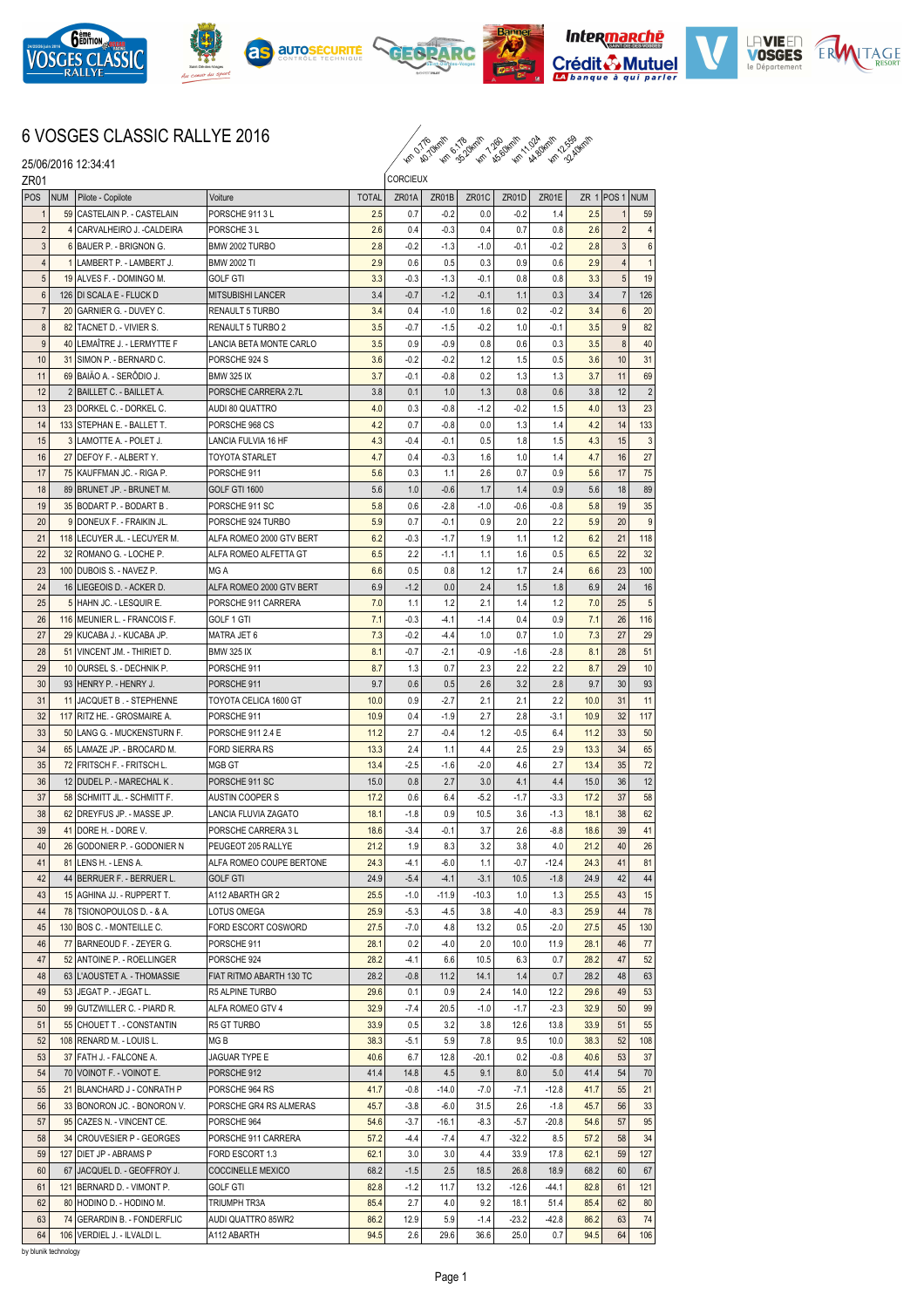# 6 VOSGES CLASSIC RALLYE 2016

25/06/2016 12:34:41

ZR01

CORCIEUX

km 0.776 40.70km/h · km 6.178 35.20km/h · km 7.260 45.60km/h · km 11.024 44.80km/h · km 12.559 32.40km/h

| POS | NUM | Pilote - Copilote | Voiture | TOTAL | ZR01A | ZR01B | ZR01C | ZR01D | ZR01E | ZR 1 | POS 1 | NUM |
|---|---|---|---|---|---|---|---|---|---|---|---|---|
| 1 | 59 | CASTELAIN P. - CASTELAIN | PORSCHE 911 3 L | 2.5 | 0.7 | -0.2 | 0.0 | -0.2 | 1.4 | 2.5 | 1 | 59 |
| 2 | 4 | CARVALHEIRO J. -CALDEIRA | PORSCHE 3 L | 2.6 | 0.4 | -0.3 | 0.4 | 0.7 | 0.8 | 2.6 | 2 | 4 |
| 3 | 6 | BAUER P. - BRIGNON G. | BMW 2002 TURBO | 2.8 | -0.2 | -1.3 | -1.0 | -0.1 | -0.2 | 2.8 | 3 | 6 |
| 4 | 1 | LAMBERT P. - LAMBERT J. | BMW 2002 TI | 2.9 | 0.6 | 0.5 | 0.3 | 0.9 | 0.6 | 2.9 | 4 | 1 |
| 5 | 19 | ALVES F. - DOMINGO M. | GOLF GTI | 3.3 | -0.3 | -1.3 | -0.1 | 0.8 | 0.8 | 3.3 | 5 | 19 |
| 6 | 126 | DI SCALA E - FLUCK D | MITSUBISHI LANCER | 3.4 | -0.7 | -1.2 | -0.1 | 1.1 | 0.3 | 3.4 | 7 | 126 |
| 7 | 20 | GARNIER G. - DUVEY C. | RENAULT 5 TURBO | 3.4 | 0.4 | -1.0 | 1.6 | 0.2 | -0.2 | 3.4 | 6 | 20 |
| 8 | 82 | TACNET D. - VIVIER S. | RENAULT 5 TURBO 2 | 3.5 | -0.7 | -1.5 | -0.2 | 1.0 | -0.1 | 3.5 | 9 | 82 |
| 9 | 40 | LEMAÎTRE J. - LERMYTTE F | LANCIA BETA MONTE CARLO | 3.5 | 0.9 | -0.9 | 0.8 | 0.6 | 0.3 | 3.5 | 8 | 40 |
| 10 | 31 | SIMON P. - BERNARD C. | PORSCHE 924 S | 3.6 | -0.2 | -0.2 | 1.2 | 1.5 | 0.5 | 3.6 | 10 | 31 |
| 11 | 69 | BAIÃO A. - SERÔDIO J. | BMW 325 IX | 3.7 | -0.1 | -0.8 | 0.2 | 1.3 | 1.3 | 3.7 | 11 | 69 |
| 12 | 2 | BAILLET C. - BAILLET A. | PORSCHE CARRERA 2.7L | 3.8 | 0.1 | 1.0 | 1.3 | 0.8 | 0.6 | 3.8 | 12 | 2 |
| 13 | 23 | DORKEL C. - DORKEL C. | AUDI 80 QUATTRO | 4.0 | 0.3 | -0.8 | -1.2 | -0.2 | 1.5 | 4.0 | 13 | 23 |
| 14 | 133 | STEPHAN E. - BALLET T. | PORSCHE 968 CS | 4.2 | 0.7 | -0.8 | 0.0 | 1.3 | 1.4 | 4.2 | 14 | 133 |
| 15 | 3 | LAMOTTE A. - POLET J. | LANCIA FULVIA 16 HF | 4.3 | -0.4 | -0.1 | 0.5 | 1.8 | 1.5 | 4.3 | 15 | 3 |
| 16 | 27 | DEFOY F. - ALBERT Y. | TOYOTA STARLET | 4.7 | 0.4 | -0.3 | 1.6 | 1.0 | 1.4 | 4.7 | 16 | 27 |
| 17 | 75 | KAUFFMAN JC. - RIGA P. | PORSCHE 911 | 5.6 | 0.3 | 1.1 | 2.6 | 0.7 | 0.9 | 5.6 | 17 | 75 |
| 18 | 89 | BRUNET JP. - BRUNET M. | GOLF GTI 1600 | 5.6 | 1.0 | -0.6 | 1.7 | 1.4 | 0.9 | 5.6 | 18 | 89 |
| 19 | 35 | BODART P. - BODART B . | PORSCHE 911 SC | 5.8 | 0.6 | -2.8 | -1.0 | -0.6 | -0.8 | 5.8 | 19 | 35 |
| 20 | 9 | DONEUX F. - FRAIKIN JL. | PORSCHE 924 TURBO | 5.9 | 0.7 | -0.1 | 0.9 | 2.0 | 2.2 | 5.9 | 20 | 9 |
| 21 | 118 | LECUYER JL. - LECUYER M. | ALFA ROMEO 2000 GTV BERT | 6.2 | -0.3 | -1.7 | 1.9 | 1.1 | 1.2 | 6.2 | 21 | 118 |
| 22 | 32 | ROMANO G. - LOCHE P. | ALFA ROMEO ALFETTA GT | 6.5 | 2.2 | -1.1 | 1.1 | 1.6 | 0.5 | 6.5 | 22 | 32 |
| 23 | 100 | DUBOIS S. - NAVEZ P. | MG A | 6.6 | 0.5 | 0.8 | 1.2 | 1.7 | 2.4 | 6.6 | 23 | 100 |
| 24 | 16 | LIEGEOIS D. - ACKER D. | ALFA ROMEO 2000 GTV BERT | 6.9 | -1.2 | 0.0 | 2.4 | 1.5 | 1.8 | 6.9 | 24 | 16 |
| 25 | 5 | HAHN JC. - LESQUIR E. | PORSCHE 911 CARRERA | 7.0 | 1.1 | 1.2 | 2.1 | 1.4 | 1.2 | 7.0 | 25 | 5 |
| 26 | 116 | MEUNIER L. - FRANCOIS F. | GOLF 1 GTI | 7.1 | -0.3 | -4.1 | -1.4 | 0.4 | 0.9 | 7.1 | 26 | 116 |
| 27 | 29 | KUCABA J. - KUCABA JP. | MATRA JET 6 | 7.3 | -0.2 | -4.4 | 1.0 | 0.7 | 1.0 | 7.3 | 27 | 29 |
| 28 | 51 | VINCENT JM. - THIRIET D. | BMW 325 IX | 8.1 | -0.7 | -2.1 | -0.9 | -1.6 | -2.8 | 8.1 | 28 | 51 |
| 29 | 10 | OURSEL S. - DECHNIK P. | PORSCHE 911 | 8.7 | 1.3 | 0.7 | 2.3 | 2.2 | 2.2 | 8.7 | 29 | 10 |
| 30 | 93 | HENRY P. - HENRY J. | PORSCHE 911 | 9.7 | 0.6 | 0.5 | 2.6 | 3.2 | 2.8 | 9.7 | 30 | 93 |
| 31 | 11 | JACQUET B . - STEPHENNE | TOYOTA CELICA 1600 GT | 10.0 | 0.9 | -2.7 | 2.1 | 2.1 | 2.2 | 10.0 | 31 | 11 |
| 32 | 117 | RITZ HE. - GROSMAIRE A. | PORSCHE 911 | 10.9 | 0.4 | -1.9 | 2.7 | 2.8 | -3.1 | 10.9 | 32 | 117 |
| 33 | 50 | LANG G. - MUCKENSTURN F. | PORSCHE 911 2.4 E | 11.2 | 2.7 | -0.4 | 1.2 | -0.5 | 6.4 | 11.2 | 33 | 50 |
| 34 | 65 | LAMAZE JP. - BROCARD M. | FORD SIERRA RS | 13.3 | 2.4 | 1.1 | 4.4 | 2.5 | 2.9 | 13.3 | 34 | 65 |
| 35 | 72 | FRITSCH F. - FRITSCH L. | MGB GT | 13.4 | -2.5 | -1.6 | -2.0 | 4.6 | 2.7 | 13.4 | 35 | 72 |
| 36 | 12 | DUDEL P. - MARECHAL K . | PORSCHE 911 SC | 15.0 | 0.8 | 2.7 | 3.0 | 4.1 | 4.4 | 15.0 | 36 | 12 |
| 37 | 58 | SCHMITT JL. - SCHMITT F. | AUSTIN COOPER S | 17.2 | 0.6 | 6.4 | -5.2 | -1.7 | -3.3 | 17.2 | 37 | 58 |
| 38 | 62 | DREYFUS JP. - MASSE JP. | LANCIA FLUVIA ZAGATO | 18.1 | -1.8 | 0.9 | 10.5 | 3.6 | -1.3 | 18.1 | 38 | 62 |
| 39 | 41 | DORE H. - DORE V. | PORSCHE CARRERA 3 L | 18.6 | -3.4 | -0.1 | 3.7 | 2.6 | -8.8 | 18.6 | 39 | 41 |
| 40 | 26 | GODONIER P. - GODONIER N | PEUGEOT 205 RALLYE | 21.2 | 1.9 | 8.3 | 3.2 | 3.8 | 4.0 | 21.2 | 40 | 26 |
| 41 | 81 | LENS H. - LENS A. | ALFA ROMEO COUPE BERTONE | 24.3 | -4.1 | -6.0 | 1.1 | -0.7 | -12.4 | 24.3 | 41 | 81 |
| 42 | 44 | BERRUER F. - BERRUER L. | GOLF GTI | 24.9 | -5.4 | -4.1 | -3.1 | 10.5 | -1.8 | 24.9 | 42 | 44 |
| 43 | 15 | AGHINA JJ. - RUPPERT T. | A112 ABARTH GR 2 | 25.5 | -1.0 | -11.9 | -10.3 | 1.0 | 1.3 | 25.5 | 43 | 15 |
| 44 | 78 | TSIONOPOULOS D. - & A. | LOTUS OMEGA | 25.9 | -5.3 | -4.5 | 3.8 | -4.0 | -8.3 | 25.9 | 44 | 78 |
| 45 | 130 | BOS C. - MONTEILLE C. | FORD ESCORT COSWORD | 27.5 | -7.0 | 4.8 | 13.2 | 0.5 | -2.0 | 27.5 | 45 | 130 |
| 46 | 77 | BARNEOUD F. - ZEYER G. | PORSCHE 911 | 28.1 | 0.2 | -4.0 | 2.0 | 10.0 | 11.9 | 28.1 | 46 | 77 |
| 47 | 52 | ANTOINE P. - ROELLINGER | PORSCHE 924 | 28.2 | -4.1 | 6.6 | 10.5 | 6.3 | 0.7 | 28.2 | 47 | 52 |
| 48 | 63 | L'AOUSTET A. - THOMASSIE | FIAT RITMO ABARTH 130 TC | 28.2 | -0.8 | 11.2 | 14.1 | 1.4 | 0.7 | 28.2 | 48 | 63 |
| 49 | 53 | JEGAT P. - JEGAT L. | R5 ALPINE TURBO | 29.6 | 0.1 | 0.9 | 2.4 | 14.0 | 12.2 | 29.6 | 49 | 53 |
| 50 | 99 | GUTZWILLER C. - PIARD R. | ALFA ROMEO GTV 4 | 32.9 | -7.4 | 20.5 | -1.0 | -1.7 | -2.3 | 32.9 | 50 | 99 |
| 51 | 55 | CHOUET T . - CONSTANTIN | R5 GT TURBO | 33.9 | 0.5 | 3.2 | 3.8 | 12.6 | 13.8 | 33.9 | 51 | 55 |
| 52 | 108 | RENARD M. - LOUIS L. | MG B | 38.3 | -5.1 | 5.9 | 7.8 | 9.5 | 10.0 | 38.3 | 52 | 108 |
| 53 | 37 | FATH J. - FALCONE A. | JAGUAR TYPE E | 40.6 | 6.7 | 12.8 | -20.1 | 0.2 | -0.8 | 40.6 | 53 | 37 |
| 54 | 70 | VOINOT F. - VOINOT E. | PORSCHE 912 | 41.4 | 14.8 | 4.5 | 9.1 | 8.0 | 5.0 | 41.4 | 54 | 70 |
| 55 | 21 | BLANCHARD J - CONRATH P | PORSCHE 964 RS | 41.7 | -0.8 | -14.0 | -7.0 | -7.1 | -12.8 | 41.7 | 55 | 21 |
| 56 | 33 | BONORON JC. - BONORON V. | PORSCHE GR4 RS ALMERAS | 45.7 | -3.8 | -6.0 | 31.5 | 2.6 | -1.8 | 45.7 | 56 | 33 |
| 57 | 95 | CAZES N. - VINCENT CE. | PORSCHE 964 | 54.6 | -3.7 | -16.1 | -8.3 | -5.7 | -20.8 | 54.6 | 57 | 95 |
| 58 | 34 | CROUVESIER P - GEORGES | PORSCHE 911 CARRERA | 57.2 | -4.4 | -7.4 | 4.7 | -32.2 | 8.5 | 57.2 | 58 | 34 |
| 59 | 127 | DIET JP - ABRAMS P | FORD ESCORT 1.3 | 62.1 | 3.0 | 3.0 | 4.4 | 33.9 | 17.8 | 62.1 | 59 | 127 |
| 60 | 67 | JACQUEL D. - GEOFFROY J. | COCCINELLE MEXICO | 68.2 | -1.5 | 2.5 | 18.5 | 26.8 | 18.9 | 68.2 | 60 | 67 |
| 61 | 121 | BERNARD D. - VIMONT P. | GOLF GTI | 82.8 | -1.2 | 11.7 | 13.2 | -12.6 | -44.1 | 82.8 | 61 | 121 |
| 62 | 80 | HODINO D. - HODINO M. | TRIUMPH TR3A | 85.4 | 2.7 | 4.0 | 9.2 | 18.1 | 51.4 | 85.4 | 62 | 80 |
| 63 | 74 | GERARDIN B. - FONDERFLIC | AUDI QUATTRO 85WR2 | 86.2 | 12.9 | 5.9 | -1.4 | -23.2 | -42.8 | 86.2 | 63 | 74 |
| 64 | 106 | VERDIEL J. - ILVALDI L. | A112 ABARTH | 94.5 | 2.6 | 29.6 | 36.6 | 25.0 | 0.7 | 94.5 | 64 | 106 |

by blunik technology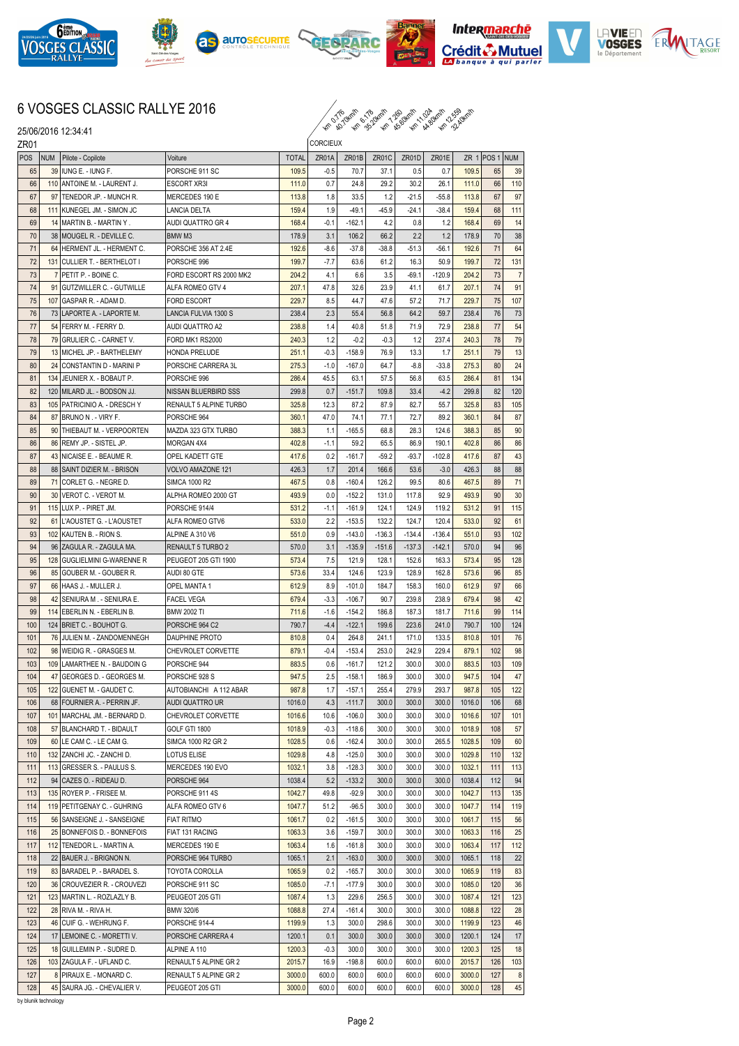# 6 VOSGES CLASSIC RALLYE 2016

25/06/2016 12:34:41

ZR01

CORCIEUX

km 0.776 40.70km/h — km 6.178 35.20km/h — km 7.260 45.60km/h — km 11.024 44.80km/h — km 12.559 32.40km/h

| POS | NUM | Pilote - Copilote | Voiture | TOTAL | ZR01A | ZR01B | ZR01C | ZR01D | ZR01E | ZR 1 | POS 1 | NUM |
|---|---|---|---|---|---|---|---|---|---|---|---|---|
| 65 | 39 | IUNG E. - IUNG F. | PORSCHE 911 SC | 109.5 | -0.5 | 70.7 | 37.1 | 0.5 | 0.7 | 109.5 | 65 | 39 |
| 66 | 110 | ANTOINE M. - LAURENT J. | ESCORT XR3I | 111.0 | 0.7 | 24.8 | 29.2 | 30.2 | 26.1 | 111.0 | 66 | 110 |
| 67 | 97 | TENEDOR JP. - MUNCH R. | MERCEDES 190 E | 113.8 | 1.8 | 33.5 | 1.2 | -21.5 | -55.8 | 113.8 | 67 | 97 |
| 68 | 111 | KUNEGEL JM. - SIMON JC | LANCIA DELTA | 159.4 | 1.9 | -49.1 | -45.9 | -24.1 | -38.4 | 159.4 | 68 | 111 |
| 69 | 14 | MARTIN B. - MARTIN Y . | AUDI QUATTRO GR 4 | 168.4 | -0.1 | -162.1 | 4.2 | 0.8 | 1.2 | 168.4 | 69 | 14 |
| 70 | 38 | MOUGEL R. - DEVILLE C. | BMW M3 | 178.9 | 3.1 | 106.2 | 66.2 | 2.2 | 1.2 | 178.9 | 70 | 38 |
| 71 | 64 | HERMENT JL. - HERMENT C. | PORSCHE 356 AT 2.4E | 192.6 | -8.6 | -37.8 | -38.8 | -51.3 | -56.1 | 192.6 | 71 | 64 |
| 72 | 131 | CULLIER T. - BERTHELOT I | PORSCHE 996 | 199.7 | -7.7 | 63.6 | 61.2 | 16.3 | 50.9 | 199.7 | 72 | 131 |
| 73 | 7 | PETIT P. - BOINE C. | FORD ESCORT RS 2000 MK2 | 204.2 | 4.1 | 6.6 | 3.5 | -69.1 | -120.9 | 204.2 | 73 | 7 |
| 74 | 91 | GUTZWILLER C. - GUTWILLE | ALFA ROMEO GTV 4 | 207.1 | 47.8 | 32.6 | 23.9 | 41.1 | 61.7 | 207.1 | 74 | 91 |
| 75 | 107 | GASPAR R. - ADAM D. | FORD ESCORT | 229.7 | 8.5 | 44.7 | 47.6 | 57.2 | 71.7 | 229.7 | 75 | 107 |
| 76 | 73 | LAPORTE A. - LAPORTE M. | LANCIA FULVIA 1300 S | 238.4 | 2.3 | 55.4 | 56.8 | 64.2 | 59.7 | 238.4 | 76 | 73 |
| 77 | 54 | FERRY M. - FERRY D. | AUDI QUATTRO A2 | 238.8 | 1.4 | 40.8 | 51.8 | 71.9 | 72.9 | 238.8 | 77 | 54 |
| 78 | 79 | GRULIER C. - CARNET V. | FORD MK1 RS2000 | 240.3 | 1.2 | -0.2 | -0.3 | 1.2 | 237.4 | 240.3 | 78 | 79 |
| 79 | 13 | MICHEL JP. - BARTHELEMY | HONDA PRELUDE | 251.1 | -0.3 | -158.9 | 76.9 | 13.3 | 1.7 | 251.1 | 79 | 13 |
| 80 | 24 | CONSTANTIN D - MARINI P | PORSCHE CARRERA 3L | 275.3 | -1.0 | -167.0 | 64.7 | -8.8 | -33.8 | 275.3 | 80 | 24 |
| 81 | 134 | JEUNIER X. - BOBAUT P. | PORSCHE 996 | 286.4 | 45.5 | 63.1 | 57.5 | 56.8 | 63.5 | 286.4 | 81 | 134 |
| 82 | 120 | MILARD JL. - BODSON JJ. | NISSAN BLUEBIRD SSS | 299.8 | 0.7 | -151.7 | 109.8 | 33.4 | -4.2 | 299.8 | 82 | 120 |
| 83 | 105 | PATRICINIO A. - DRESCH Y | RENAULT 5 ALPINE TURBO | 325.8 | 12.3 | 87.2 | 87.9 | 82.7 | 55.7 | 325.8 | 83 | 105 |
| 84 | 87 | BRUNO N . - VIRY F. | PORSCHE 964 | 360.1 | 47.0 | 74.1 | 77.1 | 72.7 | 89.2 | 360.1 | 84 | 87 |
| 85 | 90 | THIEBAUT M. - VERPOORTEN | MAZDA 323 GTX TURBO | 388.3 | 1.1 | -165.5 | 68.8 | 28.3 | 124.6 | 388.3 | 85 | 90 |
| 86 | 86 | REMY JP. - SISTEL JP. | MORGAN 4X4 | 402.8 | -1.1 | 59.2 | 65.5 | 86.9 | 190.1 | 402.8 | 86 | 86 |
| 87 | 43 | NICAISE E. - BEAUME R. | OPEL KADETT GTE | 417.6 | 0.2 | -161.7 | -59.2 | -93.7 | -102.8 | 417.6 | 87 | 43 |
| 88 | 88 | SAINT DIZIER M. - BRISON | VOLVO AMAZONE 121 | 426.3 | 1.7 | 201.4 | 166.6 | 53.6 | -3.0 | 426.3 | 88 | 88 |
| 89 | 71 | CORLET G. - NEGRE D. | SIMCA 1000 R2 | 467.5 | 0.8 | -160.4 | 126.2 | 99.5 | 80.6 | 467.5 | 89 | 71 |
| 90 | 30 | VEROT C. - VEROT M. | ALPHA ROMEO 2000 GT | 493.9 | 0.0 | -152.2 | 131.0 | 117.8 | 92.9 | 493.9 | 90 | 30 |
| 91 | 115 | LUX P. - PIRET JM. | PORSCHE 914/4 | 531.2 | -1.1 | -161.9 | 124.1 | 124.9 | 119.2 | 531.2 | 91 | 115 |
| 92 | 61 | L'AOUSTET G. - L'AOUSTET | ALFA ROMEO GTV6 | 533.0 | 2.2 | -153.5 | 132.2 | 124.7 | 120.4 | 533.0 | 92 | 61 |
| 93 | 102 | KAUTEN B. - RION S. | ALPINE A 310 V6 | 551.0 | 0.9 | -143.0 | -136.3 | -134.4 | -136.4 | 551.0 | 93 | 102 |
| 94 | 96 | ZAGULA R. - ZAGULA MA. | RENAULT 5 TURBO 2 | 570.0 | 3.1 | -135.9 | -151.6 | -137.3 | -142.1 | 570.0 | 94 | 96 |
| 95 | 128 | GUGLIELMINI G-WARENNE R | PEUGEOT 205 GTI 1900 | 573.4 | 7.5 | 121.9 | 128.1 | 152.6 | 163.3 | 573.4 | 95 | 128 |
| 96 | 85 | GOUBER M. - GOUBER R. | AUDI 80 GTE | 573.6 | 33.4 | 124.6 | 123.9 | 128.9 | 162.8 | 573.6 | 96 | 85 |
| 97 | 66 | HAAS J. - MULLER J. | OPEL MANTA 1 | 612.9 | 8.9 | -101.0 | 184.7 | 158.3 | 160.0 | 612.9 | 97 | 66 |
| 98 | 42 | SENIURA M . - SENIURA E. | FACEL VEGA | 679.4 | -3.3 | -106.7 | 90.7 | 239.8 | 238.9 | 679.4 | 98 | 42 |
| 99 | 114 | EBERLIN N. - EBERLIN B. | BMW 2002 TI | 711.6 | -1.6 | -154.2 | 186.8 | 187.3 | 181.7 | 711.6 | 99 | 114 |
| 100 | 124 | BRIET C. - BOUHOT G. | PORSCHE 964 C2 | 790.7 | -4.4 | -122.1 | 199.6 | 223.6 | 241.0 | 790.7 | 100 | 124 |
| 101 | 76 | JULIEN M. - ZANDOMENNEGH | DAUPHINE PROTO | 810.8 | 0.4 | 264.8 | 241.1 | 171.0 | 133.5 | 810.8 | 101 | 76 |
| 102 | 98 | WEIDIG R. - GRASGES M. | CHEVROLET CORVETTE | 879.1 | -0.4 | -153.4 | 253.0 | 242.9 | 229.4 | 879.1 | 102 | 98 |
| 103 | 109 | LAMARTHEE N. - BAUDOIN G | PORSCHE 944 | 883.5 | 0.6 | -161.7 | 121.2 | 300.0 | 300.0 | 883.5 | 103 | 109 |
| 104 | 47 | GEORGES D. - GEORGES M. | PORSCHE 928 S | 947.5 | 2.5 | -158.1 | 186.9 | 300.0 | 300.0 | 947.5 | 104 | 47 |
| 105 | 122 | GUENET M. - GAUDET C. | AUTOBIANCHI A 112 ABAR | 987.8 | 1.7 | -157.1 | 255.4 | 279.9 | 293.7 | 987.8 | 105 | 122 |
| 106 | 68 | FOURNIER A. - PERRIN JF. | AUDI QUATTRO UR | 1016.0 | 4.3 | -111.7 | 300.0 | 300.0 | 300.0 | 1016.0 | 106 | 68 |
| 107 | 101 | MARCHAL JM. - BERNARD D. | CHEVROLET CORVETTE | 1016.6 | 10.6 | -106.0 | 300.0 | 300.0 | 300.0 | 1016.6 | 107 | 101 |
| 108 | 57 | BLANCHARD T. - BIDAULT | GOLF GTI 1800 | 1018.9 | -0.3 | -118.6 | 300.0 | 300.0 | 300.0 | 1018.9 | 108 | 57 |
| 109 | 60 | LE CAM C. - LE CAM G. | SIMCA 1000 R2 GR 2 | 1028.5 | 0.6 | -162.4 | 300.0 | 300.0 | 265.5 | 1028.5 | 109 | 60 |
| 110 | 132 | ZANCHI JC. - ZANCHI D. | LOTUS ELISE | 1029.8 | 4.8 | -125.0 | 300.0 | 300.0 | 300.0 | 1029.8 | 110 | 132 |
| 111 | 113 | GRESSER S. - PAULUS S. | MERCEDES 190 EVO | 1032.1 | 3.8 | -128.3 | 300.0 | 300.0 | 300.0 | 1032.1 | 111 | 113 |
| 112 | 94 | CAZES O. - RIDEAU D. | PORSCHE 964 | 1038.4 | 5.2 | -133.2 | 300.0 | 300.0 | 300.0 | 1038.4 | 112 | 94 |
| 113 | 135 | ROYER P. - FRISEE M. | PORSCHE 911 4S | 1042.7 | 49.8 | -92.9 | 300.0 | 300.0 | 300.0 | 1042.7 | 113 | 135 |
| 114 | 119 | PETITGENAY C. - GUHRING | ALFA ROMEO GTV 6 | 1047.7 | 51.2 | -96.5 | 300.0 | 300.0 | 300.0 | 1047.7 | 114 | 119 |
| 115 | 56 | SANSEIGNE J. - SANSEIGNE | FIAT RITMO | 1061.7 | 0.2 | -161.5 | 300.0 | 300.0 | 300.0 | 1061.7 | 115 | 56 |
| 116 | 25 | BONNEFOIS D. - BONNEFOIS | FIAT 131 RACING | 1063.3 | 3.6 | -159.7 | 300.0 | 300.0 | 300.0 | 1063.3 | 116 | 25 |
| 117 | 112 | TENEDOR L. - MARTIN A. | MERCEDES 190 E | 1063.4 | 1.6 | -161.8 | 300.0 | 300.0 | 300.0 | 1063.4 | 117 | 112 |
| 118 | 22 | BAUER J. - BRIGNON N. | PORSCHE 964 TURBO | 1065.1 | 2.1 | -163.0 | 300.0 | 300.0 | 300.0 | 1065.1 | 118 | 22 |
| 119 | 83 | BARADEL P. - BARADEL S. | TOYOTA COROLLA | 1065.9 | 0.2 | -165.7 | 300.0 | 300.0 | 300.0 | 1065.9 | 119 | 83 |
| 120 | 36 | CROUVEZIER R. - CROUVEZI | PORSCHE 911 SC | 1085.0 | -7.1 | -177.9 | 300.0 | 300.0 | 300.0 | 1085.0 | 120 | 36 |
| 121 | 123 | MARTIN L. - ROZLAZLY B. | PEUGEOT 205 GTI | 1087.4 | 1.3 | 229.6 | 256.5 | 300.0 | 300.0 | 1087.4 | 121 | 123 |
| 122 | 28 | RIVA M. - RIVA H. | BMW 320/6 | 1088.8 | 27.4 | -161.4 | 300.0 | 300.0 | 300.0 | 1088.8 | 122 | 28 |
| 123 | 46 | CUIF G. - WEHRUNG F. | PORSCHE 914-4 | 1199.9 | 1.3 | 300.0 | 298.6 | 300.0 | 300.0 | 1199.9 | 123 | 46 |
| 124 | 17 | LEMOINE C. - MORETTI V. | PORSCHE CARRERA 4 | 1200.1 | 0.1 | 300.0 | 300.0 | 300.0 | 300.0 | 1200.1 | 124 | 17 |
| 125 | 18 | GUILLEMIN P. - SUDRE D. | ALPINE A 110 | 1200.3 | -0.3 | 300.0 | 300.0 | 300.0 | 300.0 | 1200.3 | 125 | 18 |
| 126 | 103 | ZAGULA F. - UFLAND C. | RENAULT 5 ALPINE GR 2 | 2015.7 | 16.9 | -198.8 | 600.0 | 600.0 | 600.0 | 2015.7 | 126 | 103 |
| 127 | 8 | PIRAUX E. - MONARD C. | RENAULT 5 ALPINE GR 2 | 3000.0 | 600.0 | 600.0 | 600.0 | 600.0 | 600.0 | 3000.0 | 127 | 8 |
| 128 | 45 | SAURA JG. - CHEVALIER V. | PEUGEOT 205 GTI | 3000.0 | 600.0 | 600.0 | 600.0 | 600.0 | 600.0 | 3000.0 | 128 | 45 |

by blunik technology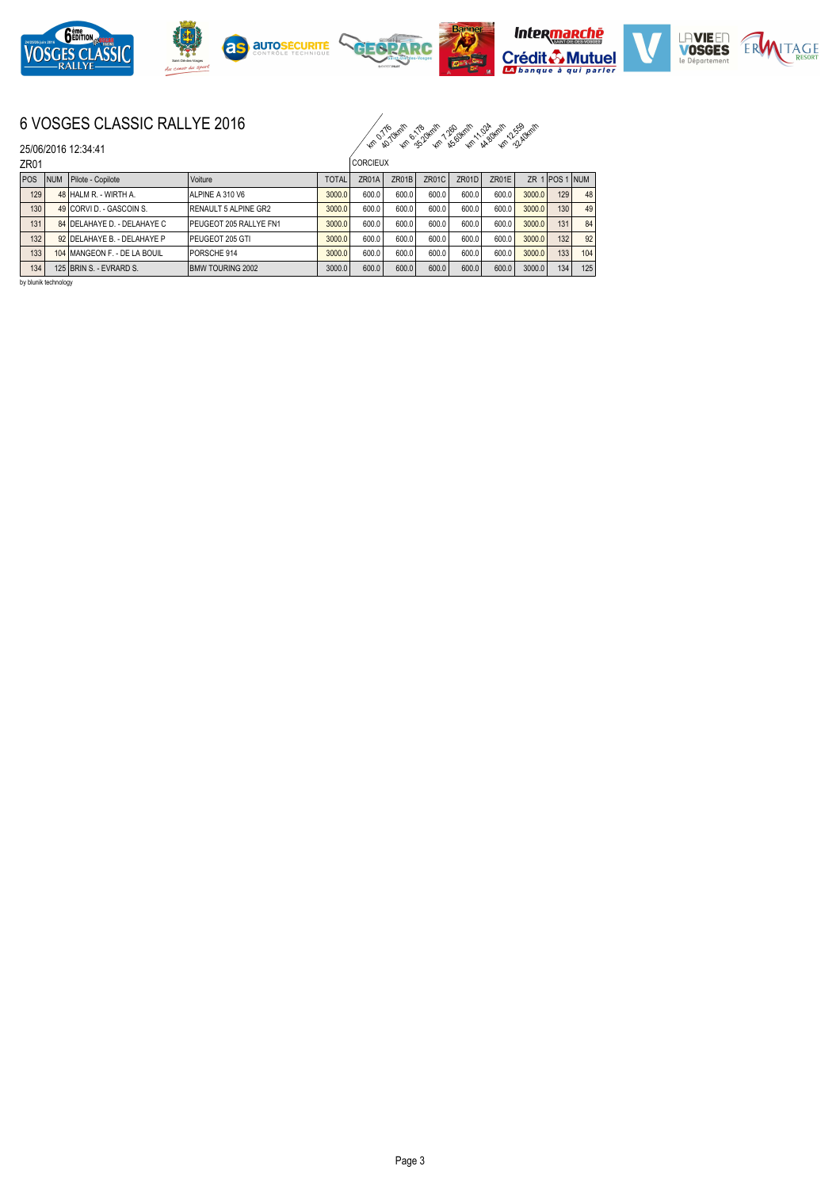# 6 VOSGES CLASSIC RALLYE 2016

25/06/2016 12:34:41

ZR01

km 0.776 40.70km/h km 6.178 35.20km/h km 7.260 45.60km/h km 11.024 44.80km/h km 12.559 32.40km/h

CORCIEUX

| POS | NUM | Pilote - Copilote | Voiture | TOTAL | ZR01A | ZR01B | ZR01C | ZR01D | ZR01E | ZR 1 | POS 1 | NUM |
|---|---|---|---|---|---|---|---|---|---|---|---|---|
| 129 | 48 | HALM R. - WIRTH A. | ALPINE A 310 V6 | 3000.0 | 600.0 | 600.0 | 600.0 | 600.0 | 600.0 | 3000.0 | 129 | 48 |
| 130 | 49 | CORVI D. - GASCOIN S. | RENAULT 5 ALPINE GR2 | 3000.0 | 600.0 | 600.0 | 600.0 | 600.0 | 600.0 | 3000.0 | 130 | 49 |
| 131 | 84 | DELAHAYE D. - DELAHAYE C | PEUGEOT 205 RALLYE FN1 | 3000.0 | 600.0 | 600.0 | 600.0 | 600.0 | 600.0 | 3000.0 | 131 | 84 |
| 132 | 92 | DELAHAYE B. - DELAHAYE P | PEUGEOT 205 GTI | 3000.0 | 600.0 | 600.0 | 600.0 | 600.0 | 600.0 | 3000.0 | 132 | 92 |
| 133 | 104 | MANGEON F. - DE LA BOUIL | PORSCHE 914 | 3000.0 | 600.0 | 600.0 | 600.0 | 600.0 | 600.0 | 3000.0 | 133 | 104 |
| 134 | 125 | BRIN S. - EVRARD S. | BMW TOURING 2002 | 3000.0 | 600.0 | 600.0 | 600.0 | 600.0 | 600.0 | 3000.0 | 134 | 125 |

by blunik technology